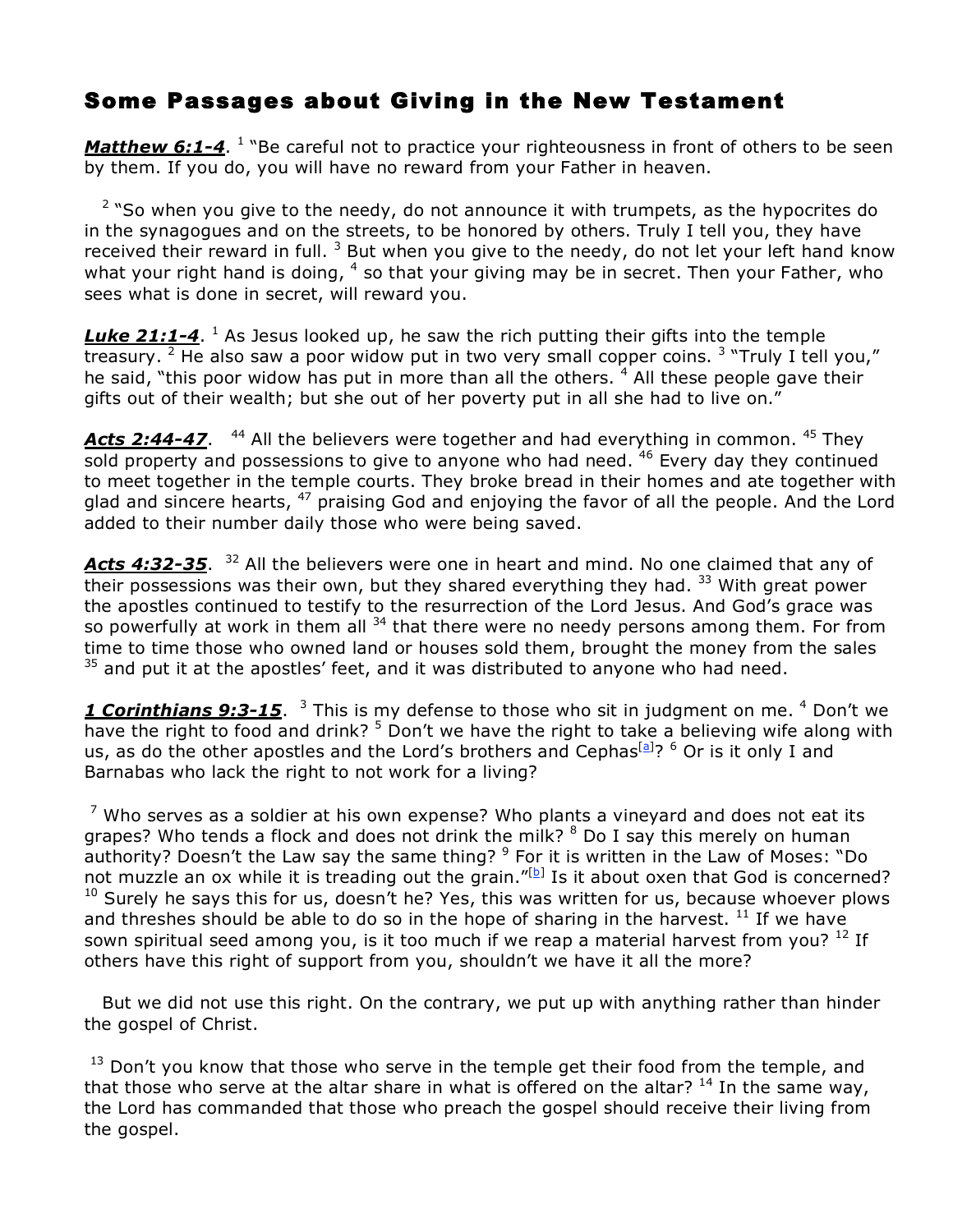# Some Passages about Giving in the New Testament

***Matthew 6:1-4***. [1] "Be careful not to practice your righteousness in front of others to be seen by them. If you do, you will have no reward from your Father in heaven.

[2] "So when you give to the needy, do not announce it with trumpets, as the hypocrites do in the synagogues and on the streets, to be honored by others. Truly I tell you, they have received their reward in full. [3] But when you give to the needy, do not let your left hand know what your right hand is doing, [4] so that your giving may be in secret. Then your Father, who sees what is done in secret, will reward you.

***Luke 21:1-4***. [1] As Jesus looked up, he saw the rich putting their gifts into the temple treasury. [2] He also saw a poor widow put in two very small copper coins. [3] "Truly I tell you," he said, "this poor widow has put in more than all the others. [4] All these people gave their gifts out of their wealth; but she out of her poverty put in all she had to live on."

***Acts 2:44-47***. [44] All the believers were together and had everything in common. [45] They sold property and possessions to give to anyone who had need. [46] Every day they continued to meet together in the temple courts. They broke bread in their homes and ate together with glad and sincere hearts, [47] praising God and enjoying the favor of all the people. And the Lord added to their number daily those who were being saved.

***Acts 4:32-35***. [32] All the believers were one in heart and mind. No one claimed that any of their possessions was their own, but they shared everything they had. [33] With great power the apostles continued to testify to the resurrection of the Lord Jesus. And God's grace was so powerfully at work in them all [34] that there were no needy persons among them. For from time to time those who owned land or houses sold them, brought the money from the sales [35] and put it at the apostles' feet, and it was distributed to anyone who had need.

***1 Corinthians 9:3-15***. [3] This is my defense to those who sit in judgment on me. [4] Don't we have the right to food and drink? [5] Don't we have the right to take a believing wife along with us, as do the other apostles and the Lord's brothers and Cephas[a]? [6] Or is it only I and Barnabas who lack the right to not work for a living?

[7] Who serves as a soldier at his own expense? Who plants a vineyard and does not eat its grapes? Who tends a flock and does not drink the milk? [8] Do I say this merely on human authority? Doesn't the Law say the same thing? [9] For it is written in the Law of Moses: "Do not muzzle an ox while it is treading out the grain."[b] Is it about oxen that God is concerned? [10] Surely he says this for us, doesn't he? Yes, this was written for us, because whoever plows and threshes should be able to do so in the hope of sharing in the harvest. [11] If we have sown spiritual seed among you, is it too much if we reap a material harvest from you? [12] If others have this right of support from you, shouldn't we have it all the more?

But we did not use this right. On the contrary, we put up with anything rather than hinder the gospel of Christ.

[13] Don't you know that those who serve in the temple get their food from the temple, and that those who serve at the altar share in what is offered on the altar? [14] In the same way, the Lord has commanded that those who preach the gospel should receive their living from the gospel.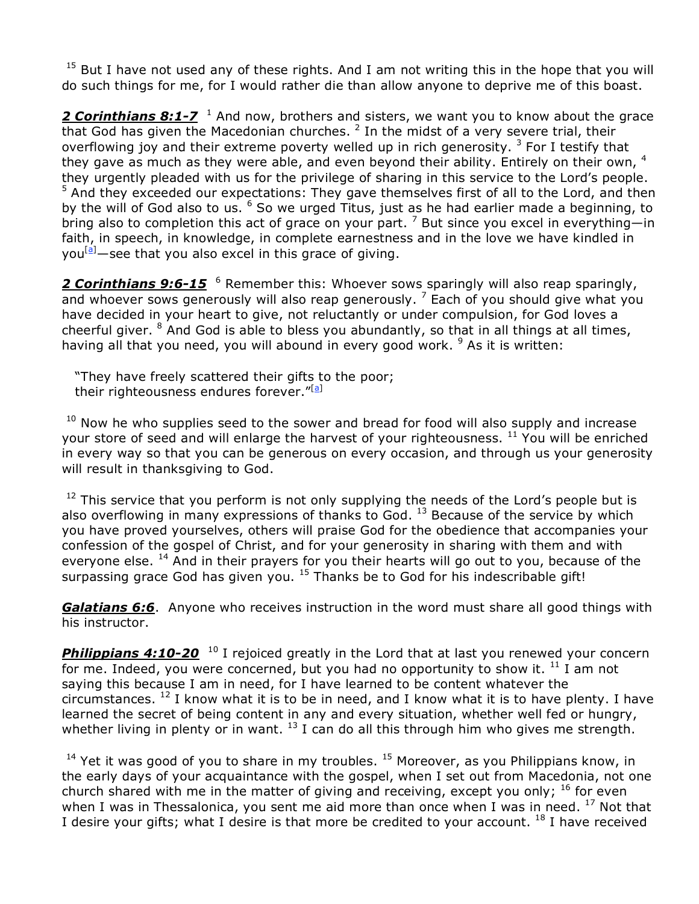[15] But I have not used any of these rights. And I am not writing this in the hope that you will do such things for me, for I would rather die than allow anyone to deprive me of this boast.

***2 Corinthians 8:1-7*** [1] And now, brothers and sisters, we want you to know about the grace that God has given the Macedonian churches. [2] In the midst of a very severe trial, their overflowing joy and their extreme poverty welled up in rich generosity. [3] For I testify that they gave as much as they were able, and even beyond their ability. Entirely on their own, [4] they urgently pleaded with us for the privilege of sharing in this service to the Lord's people. [5] And they exceeded our expectations: They gave themselves first of all to the Lord, and then by the will of God also to us. [6] So we urged Titus, just as he had earlier made a beginning, to bring also to completion this act of grace on your part. [7] But since you excel in everything—in faith, in speech, in knowledge, in complete earnestness and in the love we have kindled in you[a]—see that you also excel in this grace of giving.

***2 Corinthians 9:6-15*** [6] Remember this: Whoever sows sparingly will also reap sparingly, and whoever sows generously will also reap generously. [7] Each of you should give what you have decided in your heart to give, not reluctantly or under compulsion, for God loves a cheerful giver. [8] And God is able to bless you abundantly, so that in all things at all times, having all that you need, you will abound in every good work. [9] As it is written:

> "They have freely scattered their gifts to the poor;
> their righteousness endures forever."[a]

[10] Now he who supplies seed to the sower and bread for food will also supply and increase your store of seed and will enlarge the harvest of your righteousness. [11] You will be enriched in every way so that you can be generous on every occasion, and through us your generosity will result in thanksgiving to God.

[12] This service that you perform is not only supplying the needs of the Lord's people but is also overflowing in many expressions of thanks to God. [13] Because of the service by which you have proved yourselves, others will praise God for the obedience that accompanies your confession of the gospel of Christ, and for your generosity in sharing with them and with everyone else. [14] And in their prayers for you their hearts will go out to you, because of the surpassing grace God has given you. [15] Thanks be to God for his indescribable gift!

***Galatians 6:6***. Anyone who receives instruction in the word must share all good things with his instructor.

***Philippians 4:10-20*** [10] I rejoiced greatly in the Lord that at last you renewed your concern for me. Indeed, you were concerned, but you had no opportunity to show it. [11] I am not saying this because I am in need, for I have learned to be content whatever the circumstances. [12] I know what it is to be in need, and I know what it is to have plenty. I have learned the secret of being content in any and every situation, whether well fed or hungry, whether living in plenty or in want. [13] I can do all this through him who gives me strength.

[14] Yet it was good of you to share in my troubles. [15] Moreover, as you Philippians know, in the early days of your acquaintance with the gospel, when I set out from Macedonia, not one church shared with me in the matter of giving and receiving, except you only; [16] for even when I was in Thessalonica, you sent me aid more than once when I was in need. [17] Not that I desire your gifts; what I desire is that more be credited to your account. [18] I have received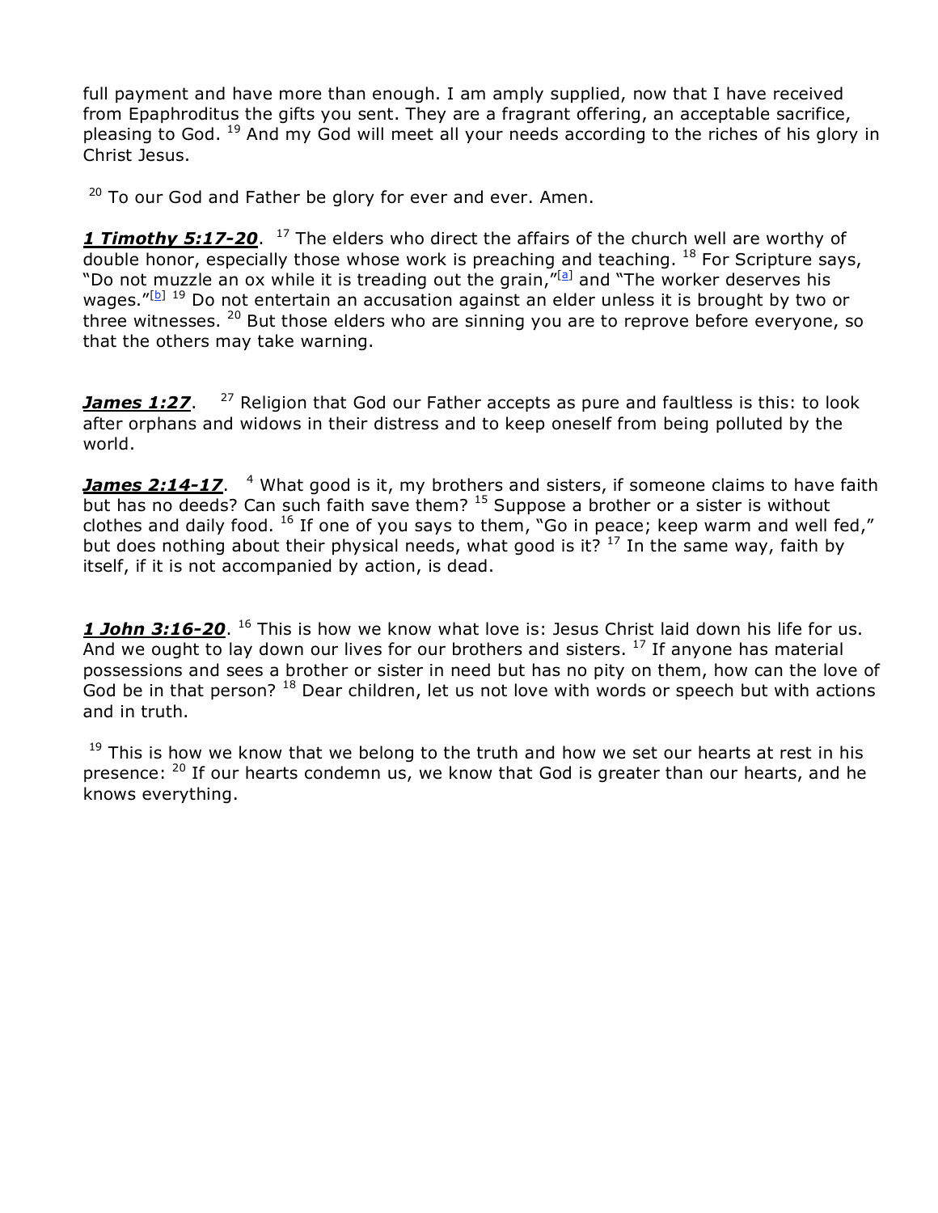full payment and have more than enough. I am amply supplied, now that I have received from Epaphroditus the gifts you sent. They are a fragrant offering, an acceptable sacrifice, pleasing to God. [19] And my God will meet all your needs according to the riches of his glory in Christ Jesus.

[20] To our God and Father be glory for ever and ever. Amen.

***1 Timothy 5:17-20***. [17] The elders who direct the affairs of the church well are worthy of double honor, especially those whose work is preaching and teaching. [18] For Scripture says, "Do not muzzle an ox while it is treading out the grain,"[a] and "The worker deserves his wages."[b] [19] Do not entertain an accusation against an elder unless it is brought by two or three witnesses. [20] But those elders who are sinning you are to reprove before everyone, so that the others may take warning.

***James 1:27***. [27] Religion that God our Father accepts as pure and faultless is this: to look after orphans and widows in their distress and to keep oneself from being polluted by the world.

***James 2:14-17***. [4] What good is it, my brothers and sisters, if someone claims to have faith but has no deeds? Can such faith save them? [15] Suppose a brother or a sister is without clothes and daily food. [16] If one of you says to them, "Go in peace; keep warm and well fed," but does nothing about their physical needs, what good is it? [17] In the same way, faith by itself, if it is not accompanied by action, is dead.

***1 John 3:16-20***. [16] This is how we know what love is: Jesus Christ laid down his life for us. And we ought to lay down our lives for our brothers and sisters. [17] If anyone has material possessions and sees a brother or sister in need but has no pity on them, how can the love of God be in that person? [18] Dear children, let us not love with words or speech but with actions and in truth.

[19] This is how we know that we belong to the truth and how we set our hearts at rest in his presence: [20] If our hearts condemn us, we know that God is greater than our hearts, and he knows everything.